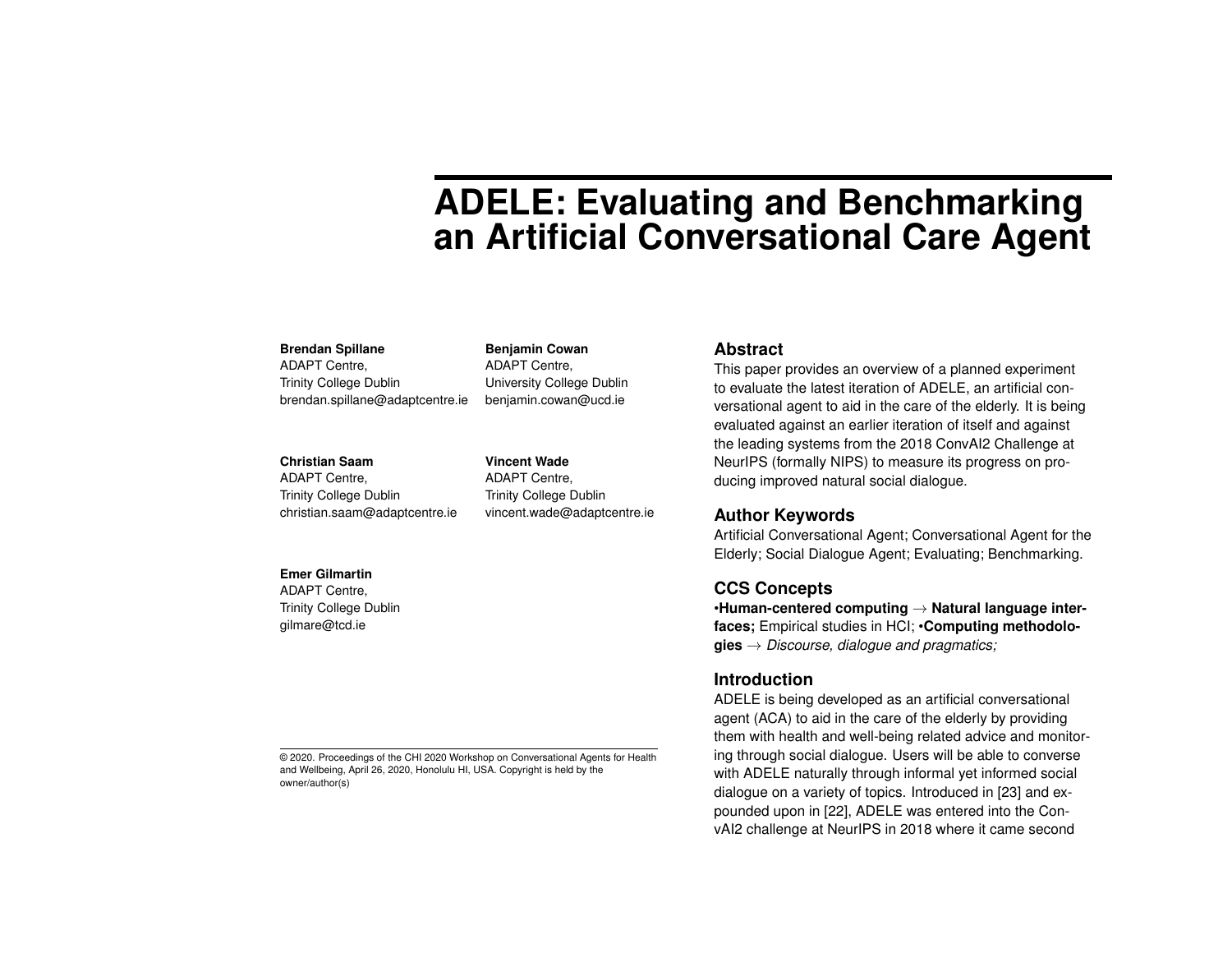# ADELE: Evaluating and Benchmarking an Artificial Conversational Care Agent

**Brendan Spillane**
ADAPT Centre,
Trinity College Dublin
brendan.spillane@adaptcentre.ie

**Benjamin Cowan**
ADAPT Centre,
University College Dublin
benjamin.cowan@ucd.ie

**Christian Saam**
ADAPT Centre,
Trinity College Dublin
christian.saam@adaptcentre.ie

**Vincent Wade**
ADAPT Centre,
Trinity College Dublin
vincent.wade@adaptcentre.ie

**Emer Gilmartin**
ADAPT Centre,
Trinity College Dublin
gilmare@tcd.ie

© 2020. Proceedings of the CHI 2020 Workshop on Conversational Agents for Health and Wellbeing, April 26, 2020, Honolulu HI, USA. Copyright is held by the owner/author(s)

## Abstract

This paper provides an overview of a planned experiment to evaluate the latest iteration of ADELE, an artificial conversational agent to aid in the care of the elderly. It is being evaluated against an earlier iteration of itself and against the leading systems from the 2018 ConvAI2 Challenge at NeurIPS (formally NIPS) to measure its progress on producing improved natural social dialogue.

## Author Keywords

Artificial Conversational Agent; Conversational Agent for the Elderly; Social Dialogue Agent; Evaluating; Benchmarking.

## CCS Concepts

•**Human-centered computing** → **Natural language interfaces;** Empirical studies in HCI; •**Computing methodologies** → *Discourse, dialogue and pragmatics;*

## Introduction

ADELE is being developed as an artificial conversational agent (ACA) to aid in the care of the elderly by providing them with health and well-being related advice and monitoring through social dialogue. Users will be able to converse with ADELE naturally through informal yet informed social dialogue on a variety of topics. Introduced in [23] and expounded upon in [22], ADELE was entered into the ConvAI2 challenge at NeurIPS in 2018 where it came second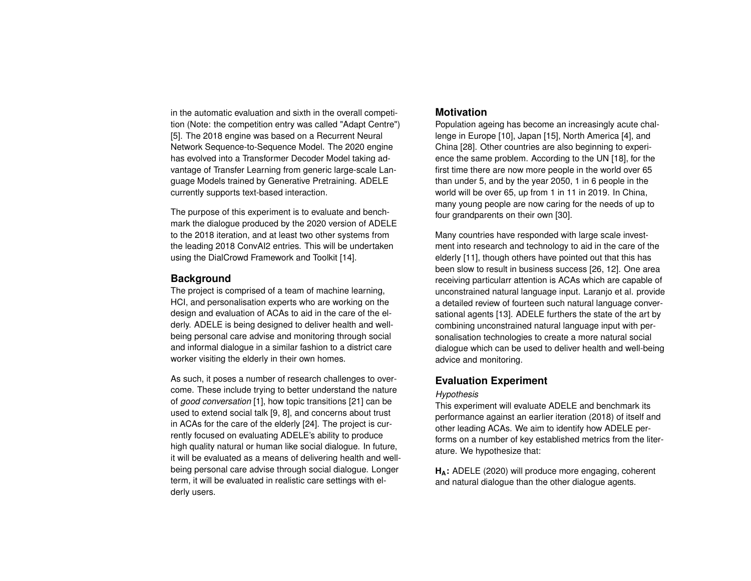in the automatic evaluation and sixth in the overall competition (Note: the competition entry was called "Adapt Centre") [5]. The 2018 engine was based on a Recurrent Neural Network Sequence-to-Sequence Model. The 2020 engine has evolved into a Transformer Decoder Model taking advantage of Transfer Learning from generic large-scale Language Models trained by Generative Pretraining. ADELE currently supports text-based interaction.

The purpose of this experiment is to evaluate and benchmark the dialogue produced by the 2020 version of ADELE to the 2018 iteration, and at least two other systems from the leading 2018 ConvAI2 entries. This will be undertaken using the DialCrowd Framework and Toolkit [14].

## Background

The project is comprised of a team of machine learning, HCI, and personalisation experts who are working on the design and evaluation of ACAs to aid in the care of the elderly. ADELE is being designed to deliver health and well-being personal care advise and monitoring through social and informal dialogue in a similar fashion to a district care worker visiting the elderly in their own homes.

As such, it poses a number of research challenges to overcome. These include trying to better understand the nature of *good conversation* [1], how topic transitions [21] can be used to extend social talk [9, 8], and concerns about trust in ACAs for the care of the elderly [24]. The project is currently focused on evaluating ADELE's ability to produce high quality natural or human like social dialogue. In future, it will be evaluated as a means of delivering health and well-being personal care advise through social dialogue. Longer term, it will be evaluated in realistic care settings with elderly users.

## Motivation

Population ageing has become an increasingly acute challenge in Europe [10], Japan [15], North America [4], and China [28]. Other countries are also beginning to experience the same problem. According to the UN [18], for the first time there are now more people in the world over 65 than under 5, and by the year 2050, 1 in 6 people in the world will be over 65, up from 1 in 11 in 2019. In China, many young people are now caring for the needs of up to four grandparents on their own [30].

Many countries have responded with large scale investment into research and technology to aid in the care of the elderly [11], though others have pointed out that this has been slow to result in business success [26, 12]. One area receiving particularr attention is ACAs which are capable of unconstrained natural language input. Laranjo et al. provide a detailed review of fourteen such natural language conversational agents [13]. ADELE furthers the state of the art by combining unconstrained natural language input with personalisation technologies to create a more natural social dialogue which can be used to deliver health and well-being advice and monitoring.

## Evaluation Experiment

*Hypothesis*

This experiment will evaluate ADELE and benchmark its performance against an earlier iteration (2018) of itself and other leading ACAs. We aim to identify how ADELE performs on a number of key established metrics from the literature. We hypothesize that:

**$H_A$:** ADELE (2020) will produce more engaging, coherent and natural dialogue than the other dialogue agents.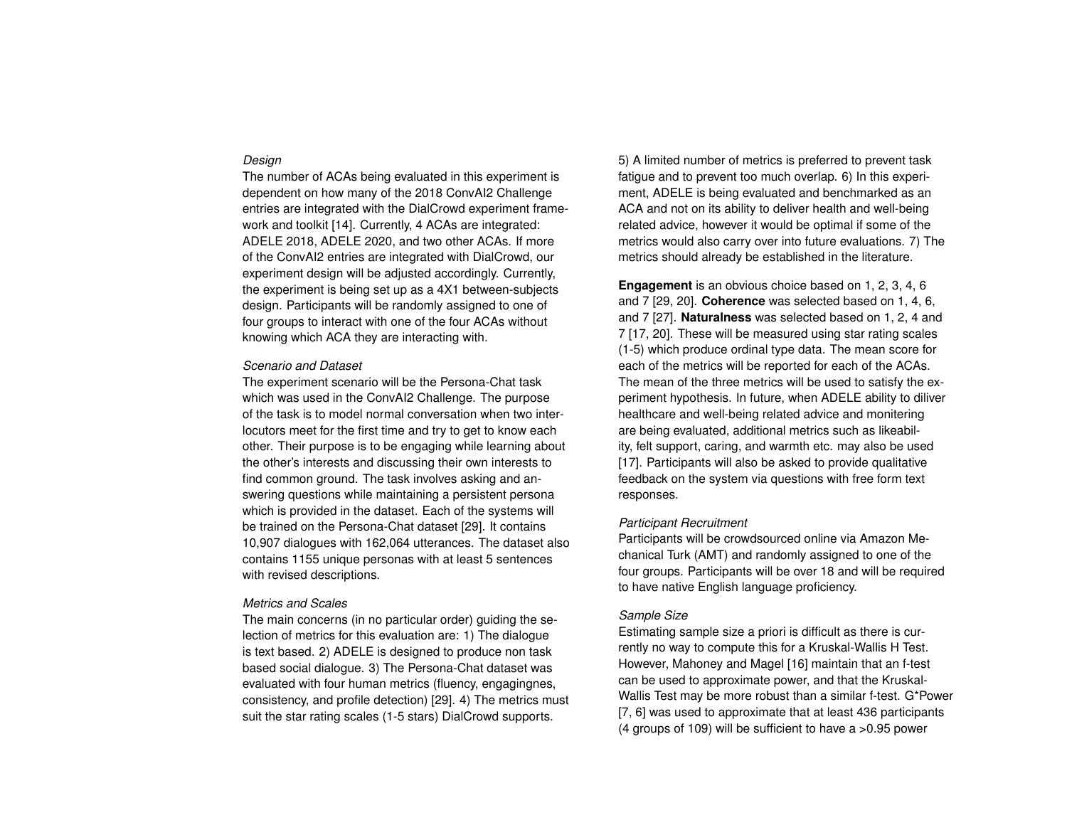*Design*

The number of ACAs being evaluated in this experiment is dependent on how many of the 2018 ConvAI2 Challenge entries are integrated with the DialCrowd experiment framework and toolkit [14]. Currently, 4 ACAs are integrated: ADELE 2018, ADELE 2020, and two other ACAs. If more of the ConvAI2 entries are integrated with DialCrowd, our experiment design will be adjusted accordingly. Currently, the experiment is being set up as a 4X1 between-subjects design. Participants will be randomly assigned to one of four groups to interact with one of the four ACAs without knowing which ACA they are interacting with.

*Scenario and Dataset*

The experiment scenario will be the Persona-Chat task which was used in the ConvAI2 Challenge. The purpose of the task is to model normal conversation when two interlocutors meet for the first time and try to get to know each other. Their purpose is to be engaging while learning about the other's interests and discussing their own interests to find common ground. The task involves asking and answering questions while maintaining a persistent persona which is provided in the dataset. Each of the systems will be trained on the Persona-Chat dataset [29]. It contains 10,907 dialogues with 162,064 utterances. The dataset also contains 1155 unique personas with at least 5 sentences with revised descriptions.

*Metrics and Scales*

The main concerns (in no particular order) guiding the selection of metrics for this evaluation are: 1) The dialogue is text based. 2) ADELE is designed to produce non task based social dialogue. 3) The Persona-Chat dataset was evaluated with four human metrics (fluency, engagingnes, consistency, and profile detection) [29]. 4) The metrics must suit the star rating scales (1-5 stars) DialCrowd supports. 5) A limited number of metrics is preferred to prevent task fatigue and to prevent too much overlap. 6) In this experiment, ADELE is being evaluated and benchmarked as an ACA and not on its ability to deliver health and well-being related advice, however it would be optimal if some of the metrics would also carry over into future evaluations. 7) The metrics should already be established in the literature.

**Engagement** is an obvious choice based on 1, 2, 3, 4, 6 and 7 [29, 20]. **Coherence** was selected based on 1, 4, 6, and 7 [27]. **Naturalness** was selected based on 1, 2, 4 and 7 [17, 20]. These will be measured using star rating scales (1-5) which produce ordinal type data. The mean score for each of the metrics will be reported for each of the ACAs. The mean of the three metrics will be used to satisfy the experiment hypothesis. In future, when ADELE ability to diliver healthcare and well-being related advice and monitering are being evaluated, additional metrics such as likeability, felt support, caring, and warmth etc. may also be used [17]. Participants will also be asked to provide qualitative feedback on the system via questions with free form text responses.

*Participant Recruitment*

Participants will be crowdsourced online via Amazon Mechanical Turk (AMT) and randomly assigned to one of the four groups. Participants will be over 18 and will be required to have native English language proficiency.

*Sample Size*

Estimating sample size a priori is difficult as there is currently no way to compute this for a Kruskal-Wallis H Test. However, Mahoney and Magel [16] maintain that an f-test can be used to approximate power, and that the Kruskal-Wallis Test may be more robust than a similar f-test. G*Power [7, 6] was used to approximate that at least 436 participants (4 groups of 109) will be sufficient to have a >0.95 power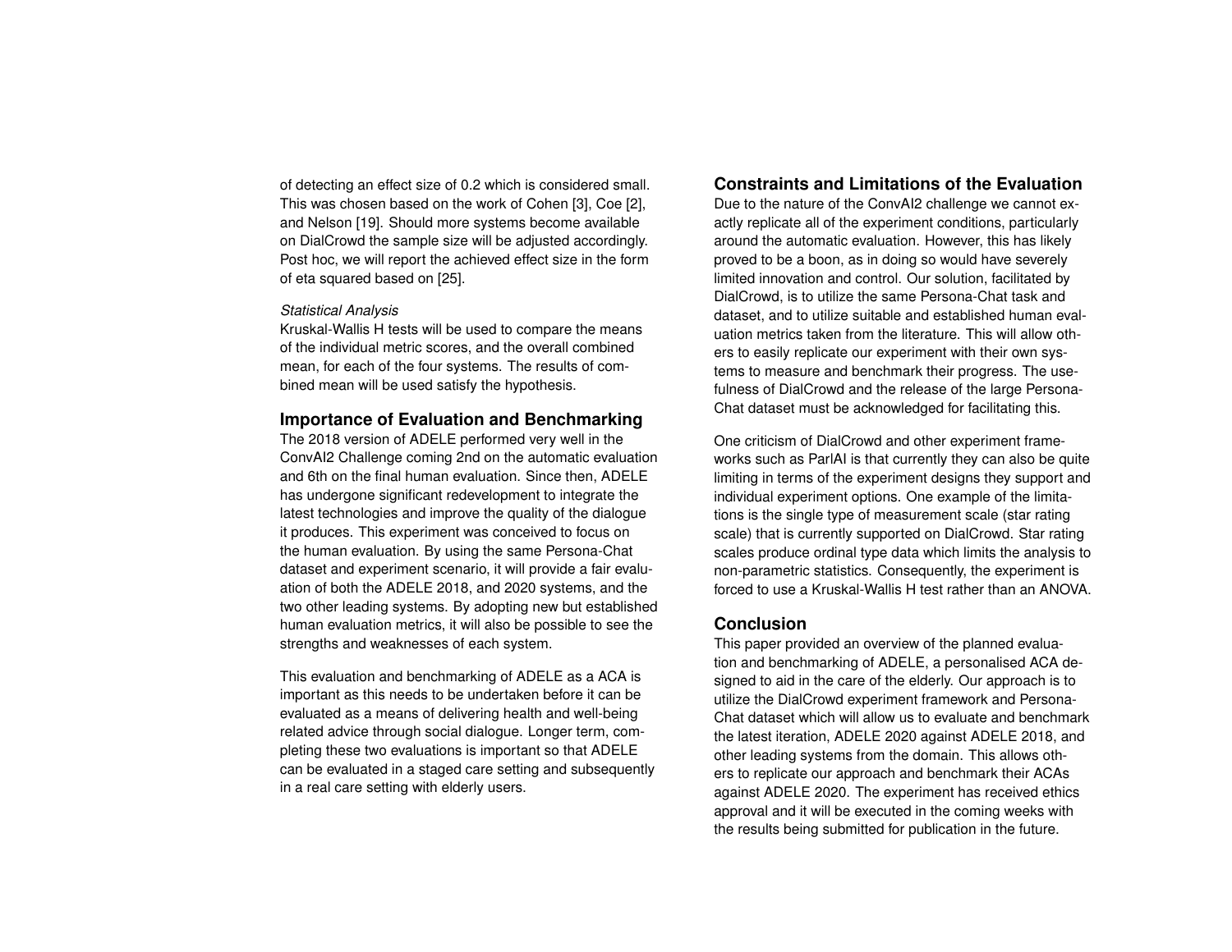of detecting an effect size of 0.2 which is considered small. This was chosen based on the work of Cohen [3], Coe [2], and Nelson [19]. Should more systems become available on DialCrowd the sample size will be adjusted accordingly. Post hoc, we will report the achieved effect size in the form of eta squared based on [25].

*Statistical Analysis*

Kruskal-Wallis H tests will be used to compare the means of the individual metric scores, and the overall combined mean, for each of the four systems. The results of combined mean will be used satisfy the hypothesis.

## Importance of Evaluation and Benchmarking

The 2018 version of ADELE performed very well in the ConvAI2 Challenge coming 2nd on the automatic evaluation and 6th on the final human evaluation. Since then, ADELE has undergone significant redevelopment to integrate the latest technologies and improve the quality of the dialogue it produces. This experiment was conceived to focus on the human evaluation. By using the same Persona-Chat dataset and experiment scenario, it will provide a fair evaluation of both the ADELE 2018, and 2020 systems, and the two other leading systems. By adopting new but established human evaluation metrics, it will also be possible to see the strengths and weaknesses of each system.

This evaluation and benchmarking of ADELE as a ACA is important as this needs to be undertaken before it can be evaluated as a means of delivering health and well-being related advice through social dialogue. Longer term, completing these two evaluations is important so that ADELE can be evaluated in a staged care setting and subsequently in a real care setting with elderly users.

## Constraints and Limitations of the Evaluation

Due to the nature of the ConvAI2 challenge we cannot exactly replicate all of the experiment conditions, particularly around the automatic evaluation. However, this has likely proved to be a boon, as in doing so would have severely limited innovation and control. Our solution, facilitated by DialCrowd, is to utilize the same Persona-Chat task and dataset, and to utilize suitable and established human evaluation metrics taken from the literature. This will allow others to easily replicate our experiment with their own systems to measure and benchmark their progress. The usefulness of DialCrowd and the release of the large Persona-Chat dataset must be acknowledged for facilitating this.

One criticism of DialCrowd and other experiment frameworks such as ParlAI is that currently they can also be quite limiting in terms of the experiment designs they support and individual experiment options. One example of the limitations is the single type of measurement scale (star rating scale) that is currently supported on DialCrowd. Star rating scales produce ordinal type data which limits the analysis to non-parametric statistics. Consequently, the experiment is forced to use a Kruskal-Wallis H test rather than an ANOVA.

## Conclusion

This paper provided an overview of the planned evaluation and benchmarking of ADELE, a personalised ACA designed to aid in the care of the elderly. Our approach is to utilize the DialCrowd experiment framework and Persona-Chat dataset which will allow us to evaluate and benchmark the latest iteration, ADELE 2020 against ADELE 2018, and other leading systems from the domain. This allows others to replicate our approach and benchmark their ACAs against ADELE 2020. The experiment has received ethics approval and it will be executed in the coming weeks with the results being submitted for publication in the future.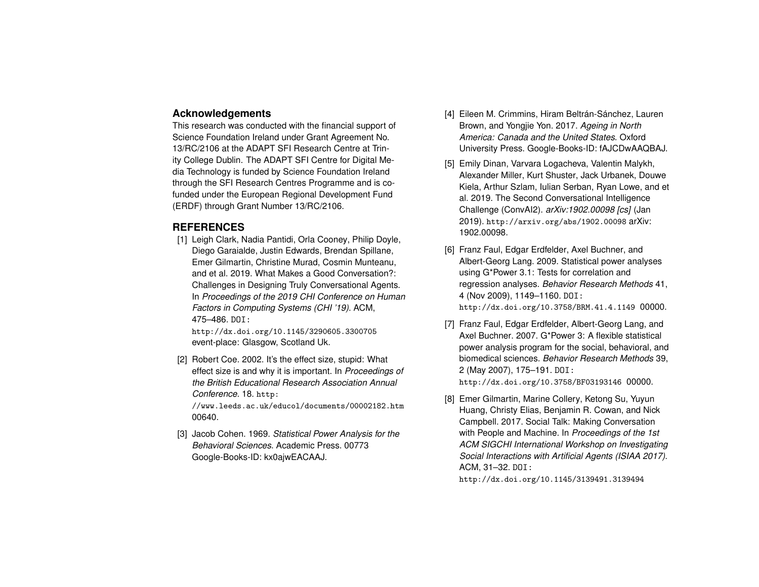## Acknowledgements

This research was conducted with the financial support of Science Foundation Ireland under Grant Agreement No. 13/RC/2106 at the ADAPT SFI Research Centre at Trinity College Dublin. The ADAPT SFI Centre for Digital Media Technology is funded by Science Foundation Ireland through the SFI Research Centres Programme and is co-funded under the European Regional Development Fund (ERDF) through Grant Number 13/RC/2106.

## REFERENCES

[1] Leigh Clark, Nadia Pantidi, Orla Cooney, Philip Doyle, Diego Garaialde, Justin Edwards, Brendan Spillane, Emer Gilmartin, Christine Murad, Cosmin Munteanu, and et al. 2019. What Makes a Good Conversation?: Challenges in Designing Truly Conversational Agents. In *Proceedings of the 2019 CHI Conference on Human Factors in Computing Systems (CHI '19)*. ACM, 475–486. DOI: http://dx.doi.org/10.1145/3290605.3300705 event-place: Glasgow, Scotland Uk.

[2] Robert Coe. 2002. It's the effect size, stupid: What effect size is and why it is important. In *Proceedings of the British Educational Research Association Annual Conference*. 18. http://www.leeds.ac.uk/educol/documents/00002182.htm 00640.

[3] Jacob Cohen. 1969. *Statistical Power Analysis for the Behavioral Sciences*. Academic Press. 00773 Google-Books-ID: kx0ajwEACAAJ.

[4] Eileen M. Crimmins, Hiram Beltrán-Sánchez, Lauren Brown, and Yongjie Yon. 2017. *Ageing in North America: Canada and the United States*. Oxford University Press. Google-Books-ID: fAJCDwAAQBAJ.

[5] Emily Dinan, Varvara Logacheva, Valentin Malykh, Alexander Miller, Kurt Shuster, Jack Urbanek, Douwe Kiela, Arthur Szlam, Iulian Serban, Ryan Lowe, and et al. 2019. The Second Conversational Intelligence Challenge (ConvAI2). *arXiv:1902.00098 [cs]* (Jan 2019). http://arxiv.org/abs/1902.00098 arXiv: 1902.00098.

[6] Franz Faul, Edgar Erdfelder, Axel Buchner, and Albert-Georg Lang. 2009. Statistical power analyses using G*Power 3.1: Tests for correlation and regression analyses. *Behavior Research Methods* 41, 4 (Nov 2009), 1149–1160. DOI: http://dx.doi.org/10.3758/BRM.41.4.1149 00000.

[7] Franz Faul, Edgar Erdfelder, Albert-Georg Lang, and Axel Buchner. 2007. G*Power 3: A flexible statistical power analysis program for the social, behavioral, and biomedical sciences. *Behavior Research Methods* 39, 2 (May 2007), 175–191. DOI: http://dx.doi.org/10.3758/BF03193146 00000.

[8] Emer Gilmartin, Marine Collery, Ketong Su, Yuyun Huang, Christy Elias, Benjamin R. Cowan, and Nick Campbell. 2017. Social Talk: Making Conversation with People and Machine. In *Proceedings of the 1st ACM SIGCHI International Workshop on Investigating Social Interactions with Artificial Agents (ISIAA 2017)*. ACM, 31–32. DOI: http://dx.doi.org/10.1145/3139491.3139494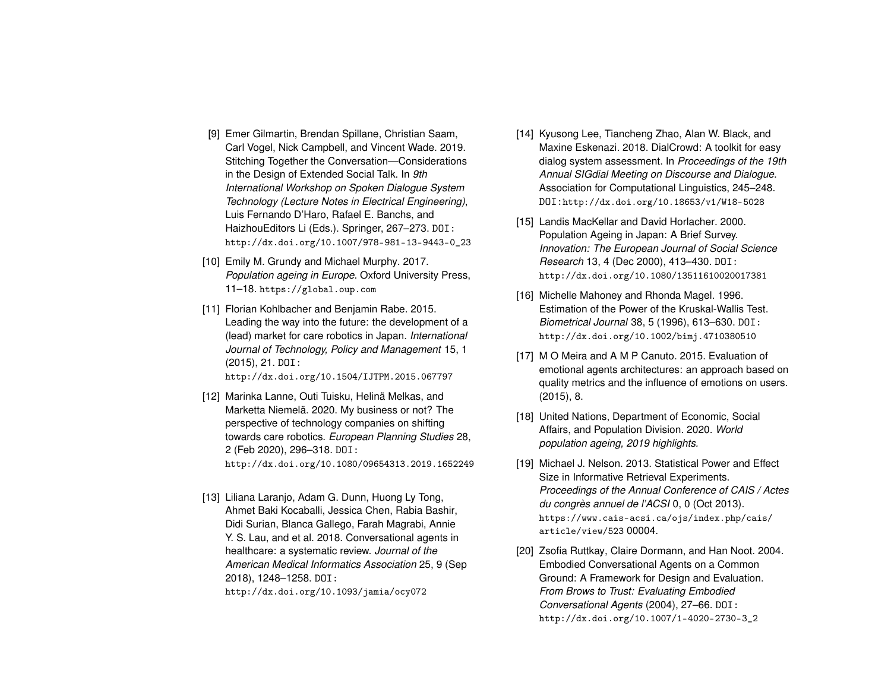[9] Emer Gilmartin, Brendan Spillane, Christian Saam, Carl Vogel, Nick Campbell, and Vincent Wade. 2019. Stitching Together the Conversation—Considerations in the Design of Extended Social Talk. In *9th International Workshop on Spoken Dialogue System Technology (Lecture Notes in Electrical Engineering)*, Luis Fernando D'Haro, Rafael E. Banchs, and HaizhouEditors Li (Eds.). Springer, 267–273. DOI: http://dx.doi.org/10.1007/978-981-13-9443-0_23

[10] Emily M. Grundy and Michael Murphy. 2017. *Population ageing in Europe*. Oxford University Press, 11–18. https://global.oup.com

[11] Florian Kohlbacher and Benjamin Rabe. 2015. Leading the way into the future: the development of a (lead) market for care robotics in Japan. *International Journal of Technology, Policy and Management* 15, 1 (2015), 21. DOI: http://dx.doi.org/10.1504/IJTPM.2015.067797

[12] Marinka Lanne, Outi Tuisku, Helinä Melkas, and Marketta Niemelä. 2020. My business or not? The perspective of technology companies on shifting towards care robotics. *European Planning Studies* 28, 2 (Feb 2020), 296–318. DOI: http://dx.doi.org/10.1080/09654313.2019.1652249

[13] Liliana Laranjo, Adam G. Dunn, Huong Ly Tong, Ahmet Baki Kocaballi, Jessica Chen, Rabia Bashir, Didi Surian, Blanca Gallego, Farah Magrabi, Annie Y. S. Lau, and et al. 2018. Conversational agents in healthcare: a systematic review. *Journal of the American Medical Informatics Association* 25, 9 (Sep 2018), 1248–1258. DOI: http://dx.doi.org/10.1093/jamia/ocy072

[14] Kyusong Lee, Tiancheng Zhao, Alan W. Black, and Maxine Eskenazi. 2018. DialCrowd: A toolkit for easy dialog system assessment. In *Proceedings of the 19th Annual SIGdial Meeting on Discourse and Dialogue*. Association for Computational Linguistics, 245–248. DOI:http://dx.doi.org/10.18653/v1/W18-5028

[15] Landis MacKellar and David Horlacher. 2000. Population Ageing in Japan: A Brief Survey. *Innovation: The European Journal of Social Science Research* 13, 4 (Dec 2000), 413–430. DOI: http://dx.doi.org/10.1080/13511610020017381

[16] Michelle Mahoney and Rhonda Magel. 1996. Estimation of the Power of the Kruskal-Wallis Test. *Biometrical Journal* 38, 5 (1996), 613–630. DOI: http://dx.doi.org/10.1002/bimj.4710380510

[17] M O Meira and A M P Canuto. 2015. Evaluation of emotional agents architectures: an approach based on quality metrics and the influence of emotions on users. (2015), 8.

[18] United Nations, Department of Economic, Social Affairs, and Population Division. 2020. *World population ageing, 2019 highlights.*

[19] Michael J. Nelson. 2013. Statistical Power and Effect Size in Informative Retrieval Experiments. *Proceedings of the Annual Conference of CAIS / Actes du congrès annuel de l'ACSI* 0, 0 (Oct 2013). https://www.cais-acsi.ca/ojs/index.php/cais/article/view/523 00004.

[20] Zsofia Ruttkay, Claire Dormann, and Han Noot. 2004. Embodied Conversational Agents on a Common Ground: A Framework for Design and Evaluation. *From Brows to Trust: Evaluating Embodied Conversational Agents* (2004), 27–66. DOI: http://dx.doi.org/10.1007/1-4020-2730-3_2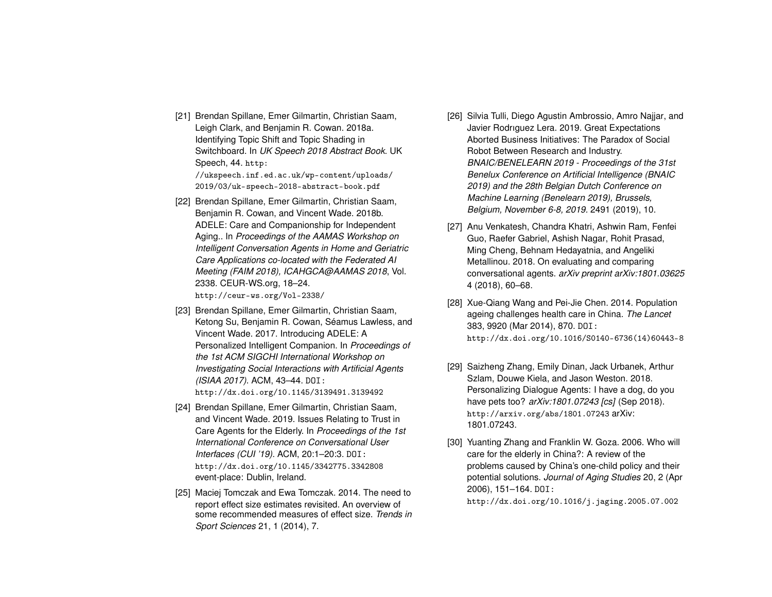[21] Brendan Spillane, Emer Gilmartin, Christian Saam, Leigh Clark, and Benjamin R. Cowan. 2018a. Identifying Topic Shift and Topic Shading in Switchboard. In *UK Speech 2018 Abstract Book*. UK Speech, 44. http://ukspeech.inf.ed.ac.uk/wp-content/uploads/2019/03/uk-speech-2018-abstract-book.pdf

[22] Brendan Spillane, Emer Gilmartin, Christian Saam, Benjamin R. Cowan, and Vincent Wade. 2018b. ADELE: Care and Companionship for Independent Aging.. In *Proceedings of the AAMAS Workshop on Intelligent Conversation Agents in Home and Geriatric Care Applications co-located with the Federated AI Meeting (FAIM 2018), ICAHGCA@AAMAS 2018*, Vol. 2338. CEUR-WS.org, 18–24. http://ceur-ws.org/Vol-2338/

[23] Brendan Spillane, Emer Gilmartin, Christian Saam, Ketong Su, Benjamin R. Cowan, Séamus Lawless, and Vincent Wade. 2017. Introducing ADELE: A Personalized Intelligent Companion. In *Proceedings of the 1st ACM SIGCHI International Workshop on Investigating Social Interactions with Artificial Agents (ISIAA 2017)*. ACM, 43–44. DOI: http://dx.doi.org/10.1145/3139491.3139492

[24] Brendan Spillane, Emer Gilmartin, Christian Saam, and Vincent Wade. 2019. Issues Relating to Trust in Care Agents for the Elderly. In *Proceedings of the 1st International Conference on Conversational User Interfaces (CUI '19)*. ACM, 20:1–20:3. DOI: http://dx.doi.org/10.1145/3342775.3342808 event-place: Dublin, Ireland.

[25] Maciej Tomczak and Ewa Tomczak. 2014. The need to report effect size estimates revisited. An overview of some recommended measures of effect size. *Trends in Sport Sciences* 21, 1 (2014), 7.

[26] Silvia Tulli, Diego Agustin Ambrossio, Amro Najjar, and Javier Rodrıguez Lera. 2019. Great Expectations Aborted Business Initiatives: The Paradox of Social Robot Between Research and Industry. *BNAIC/BENELEARN 2019 - Proceedings of the 31st Benelux Conference on Artificial Intelligence (BNAIC 2019) and the 28th Belgian Dutch Conference on Machine Learning (Benelearn 2019), Brussels, Belgium, November 6-8, 2019.* 2491 (2019), 10.

[27] Anu Venkatesh, Chandra Khatri, Ashwin Ram, Fenfei Guo, Raefer Gabriel, Ashish Nagar, Rohit Prasad, Ming Cheng, Behnam Hedayatnia, and Angeliki Metallinou. 2018. On evaluating and comparing conversational agents. *arXiv preprint arXiv:1801.03625* 4 (2018), 60–68.

[28] Xue-Qiang Wang and Pei-Jie Chen. 2014. Population ageing challenges health care in China. *The Lancet* 383, 9920 (Mar 2014), 870. DOI: http://dx.doi.org/10.1016/S0140-6736(14)60443-8

[29] Saizheng Zhang, Emily Dinan, Jack Urbanek, Arthur Szlam, Douwe Kiela, and Jason Weston. 2018. Personalizing Dialogue Agents: I have a dog, do you have pets too? *arXiv:1801.07243 [cs]* (Sep 2018). http://arxiv.org/abs/1801.07243 arXiv: 1801.07243.

[30] Yuanting Zhang and Franklin W. Goza. 2006. Who will care for the elderly in China?: A review of the problems caused by China's one-child policy and their potential solutions. *Journal of Aging Studies* 20, 2 (Apr 2006), 151–164. DOI: http://dx.doi.org/10.1016/j.jaging.2005.07.002